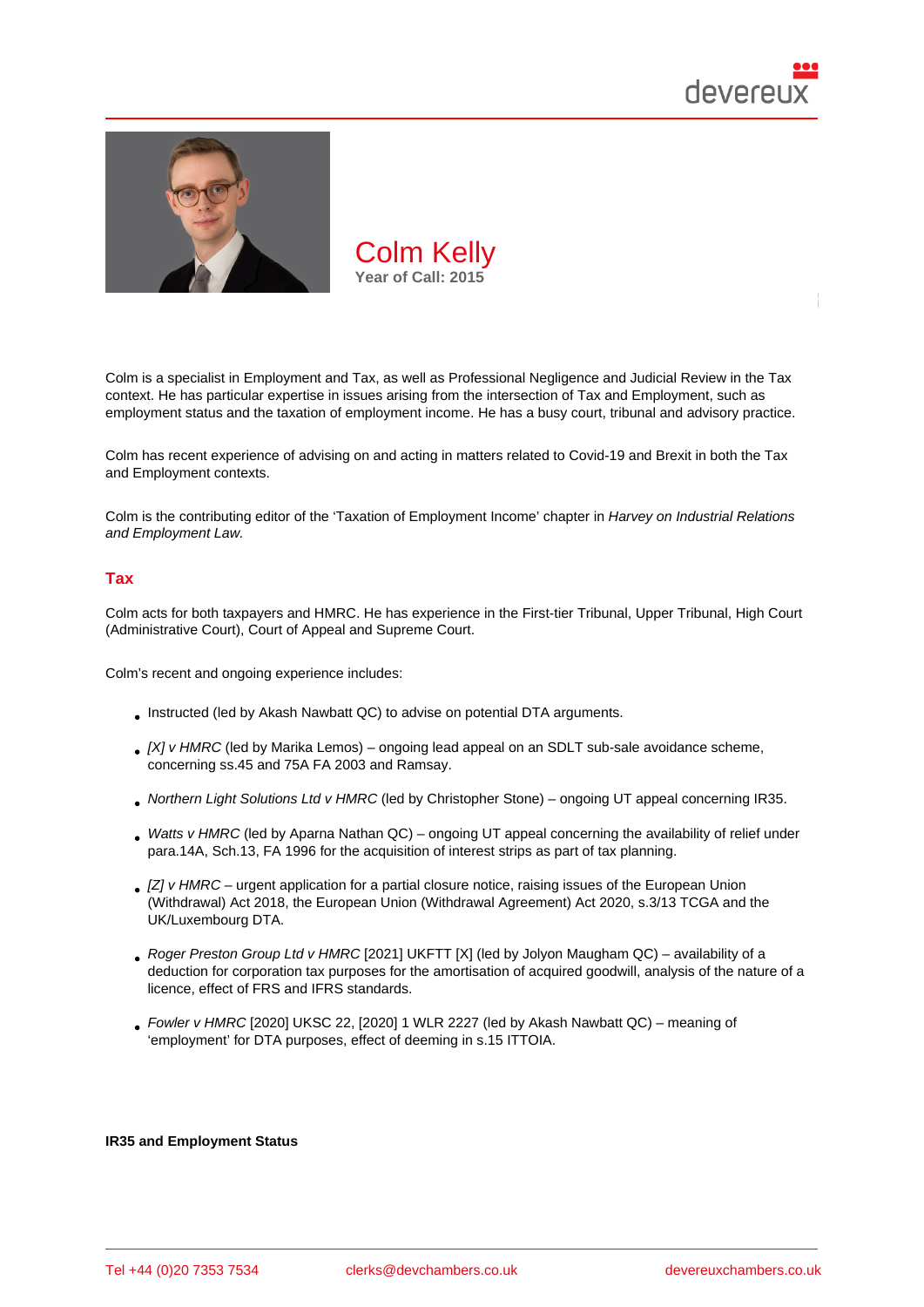# Colm Kelly

**Year of Call: 2015**

Colm is a specialist in Employment and Tax, as well as Professional Negligence and Judicial Review in the Tax context. He has particular expertise in issues arising from the intersection of Tax and Employment, such as employment status and the taxation of employment income. He has a busy court, tribunal and advisory practice.

Colm has recent experience of advising on and acting in matters related to Covid-19 and Brexit in both the Tax and Employment contexts.

Colm is the contributing editor of the 'Taxation of Employment Income' chapter in *Harvey on Industrial Relations and Employment Law.*

## Tax

Colm acts for both taxpayers and HMRC. He has experience in the First-tier Tribunal, Upper Tribunal, High Court (Administrative Court), Court of Appeal and Supreme Court.

Colm's recent and ongoing experience includes:

- Instructed (led by Akash Nawbatt QC) to advise on potential DTA arguments.
- *[X] v HMRC* (led by Marika Lemos) – ongoing lead appeal on an SDLT sub-sale avoidance scheme, concerning ss.45 and 75A FA 2003 and Ramsay.
- *Northern Light Solutions Ltd v HMRC* (led by Christopher Stone) – ongoing UT appeal concerning IR35.
- *Watts v HMRC* (led by Aparna Nathan QC) – ongoing UT appeal concerning the availability of relief under para.14A, Sch.13, FA 1996 for the acquisition of interest strips as part of tax planning.
- *[Z] v HMRC* – urgent application for a partial closure notice, raising issues of the European Union (Withdrawal) Act 2018, the European Union (Withdrawal Agreement) Act 2020, s.3/13 TCGA and the UK/Luxembourg DTA.
- *Roger Preston Group Ltd v HMRC* [2021] UKFTT [X] (led by Jolyon Maugham QC) – availability of a deduction for corporation tax purposes for the amortisation of acquired goodwill, analysis of the nature of a licence, effect of FRS and IFRS standards.
- *Fowler v HMRC* [2020] UKSC 22, [2020] 1 WLR 2227 (led by Akash Nawbatt QC) – meaning of 'employment' for DTA purposes, effect of deeming in s.15 ITTOIA.

**IR35 and Employment Status**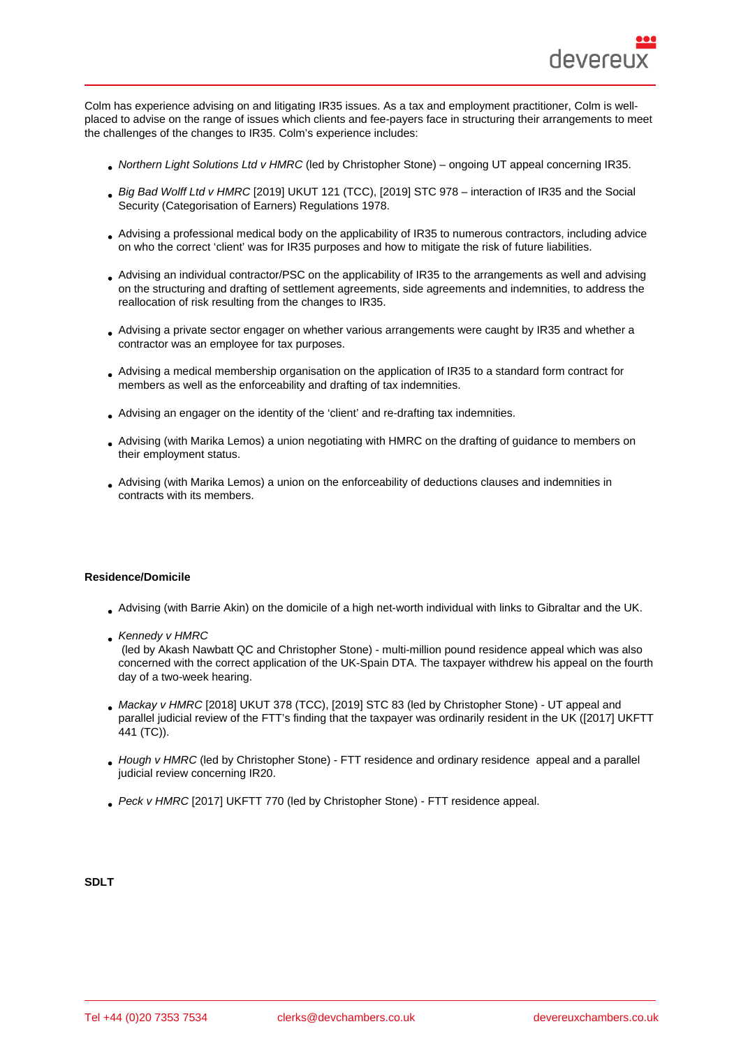Colm has experience advising on and litigating IR35 issues. As a tax and employment practitioner, Colm is well-placed to advise on the range of issues which clients and fee-payers face in structuring their arrangements to meet the challenges of the changes to IR35. Colm's experience includes:

- *Northern Light Solutions Ltd v HMRC* (led by Christopher Stone) – ongoing UT appeal concerning IR35.
- *Big Bad Wolff Ltd v HMRC* [2019] UKUT 121 (TCC), [2019] STC 978 – interaction of IR35 and the Social Security (Categorisation of Earners) Regulations 1978.
- Advising a professional medical body on the applicability of IR35 to numerous contractors, including advice on who the correct 'client' was for IR35 purposes and how to mitigate the risk of future liabilities.
- Advising an individual contractor/PSC on the applicability of IR35 to the arrangements as well and advising on the structuring and drafting of settlement agreements, side agreements and indemnities, to address the reallocation of risk resulting from the changes to IR35.
- Advising a private sector engager on whether various arrangements were caught by IR35 and whether a contractor was an employee for tax purposes.
- Advising a medical membership organisation on the application of IR35 to a standard form contract for members as well as the enforceability and drafting of tax indemnities.
- Advising an engager on the identity of the 'client' and re-drafting tax indemnities.
- Advising (with Marika Lemos) a union negotiating with HMRC on the drafting of guidance to members on their employment status.
- Advising (with Marika Lemos) a union on the enforceability of deductions clauses and indemnities in contracts with its members.

**Residence/Domicile**

- Advising (with Barrie Akin) on the domicile of a high net-worth individual with links to Gibraltar and the UK.
- *Kennedy v HMRC*
  (led by Akash Nawbatt QC and Christopher Stone) - multi-million pound residence appeal which was also concerned with the correct application of the UK-Spain DTA. The taxpayer withdrew his appeal on the fourth day of a two-week hearing.
- *Mackay v HMRC* [2018] UKUT 378 (TCC), [2019] STC 83 (led by Christopher Stone) - UT appeal and parallel judicial review of the FTT's finding that the taxpayer was ordinarily resident in the UK ([2017] UKFTT 441 (TC)).
- *Hough v HMRC* (led by Christopher Stone) - FTT residence and ordinary residence appeal and a parallel judicial review concerning IR20.
- *Peck v HMRC* [2017] UKFTT 770 (led by Christopher Stone) - FTT residence appeal.

**SDLT**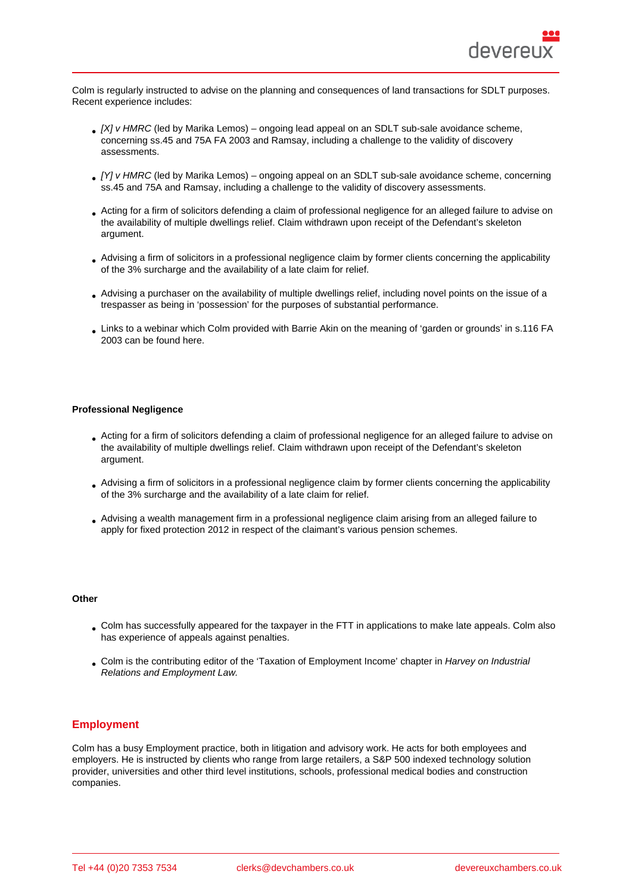Colm is regularly instructed to advise on the planning and consequences of land transactions for SDLT purposes. Recent experience includes:

- *[X] v HMRC* (led by Marika Lemos) – ongoing lead appeal on an SDLT sub-sale avoidance scheme, concerning ss.45 and 75A FA 2003 and Ramsay, including a challenge to the validity of discovery assessments.
- *[Y] v HMRC* (led by Marika Lemos) – ongoing appeal on an SDLT sub-sale avoidance scheme, concerning ss.45 and 75A and Ramsay, including a challenge to the validity of discovery assessments.
- Acting for a firm of solicitors defending a claim of professional negligence for an alleged failure to advise on the availability of multiple dwellings relief. Claim withdrawn upon receipt of the Defendant's skeleton argument.
- Advising a firm of solicitors in a professional negligence claim by former clients concerning the applicability of the 3% surcharge and the availability of a late claim for relief.
- Advising a purchaser on the availability of multiple dwellings relief, including novel points on the issue of a trespasser as being in 'possession' for the purposes of substantial performance.
- Links to a webinar which Colm provided with Barrie Akin on the meaning of 'garden or grounds' in s.116 FA 2003 can be found here.

**Professional Negligence**

- Acting for a firm of solicitors defending a claim of professional negligence for an alleged failure to advise on the availability of multiple dwellings relief. Claim withdrawn upon receipt of the Defendant's skeleton argument.
- Advising a firm of solicitors in a professional negligence claim by former clients concerning the applicability of the 3% surcharge and the availability of a late claim for relief.
- Advising a wealth management firm in a professional negligence claim arising from an alleged failure to apply for fixed protection 2012 in respect of the claimant's various pension schemes.

**Other**

- Colm has successfully appeared for the taxpayer in the FTT in applications to make late appeals. Colm also has experience of appeals against penalties.
- Colm is the contributing editor of the 'Taxation of Employment Income' chapter in *Harvey on Industrial Relations and Employment Law.*

## Employment

Colm has a busy Employment practice, both in litigation and advisory work. He acts for both employees and employers. He is instructed by clients who range from large retailers, a S&P 500 indexed technology solution provider, universities and other third level institutions, schools, professional medical bodies and construction companies.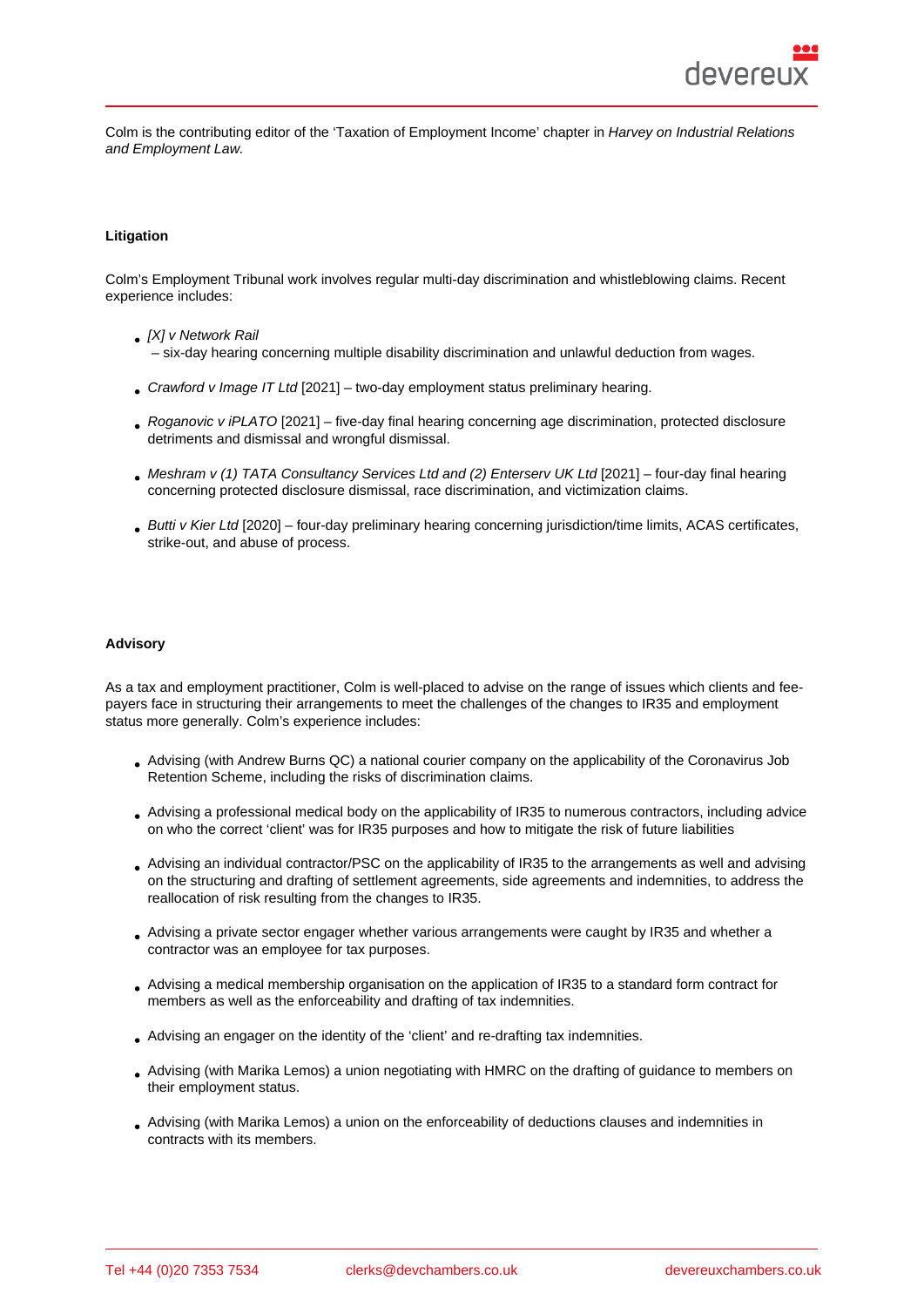Colm is the contributing editor of the 'Taxation of Employment Income' chapter in *Harvey on Industrial Relations and Employment Law.*

**Litigation**

Colm's Employment Tribunal work involves regular multi-day discrimination and whistleblowing claims. Recent experience includes:

- *[X] v Network Rail* – six-day hearing concerning multiple disability discrimination and unlawful deduction from wages.
- *Crawford v Image IT Ltd* [2021] – two-day employment status preliminary hearing.
- *Roganovic v iPLATO* [2021] – five-day final hearing concerning age discrimination, protected disclosure detriments and dismissal and wrongful dismissal.
- *Meshram v (1) TATA Consultancy Services Ltd and (2) Enterserv UK Ltd* [2021] – four-day final hearing concerning protected disclosure dismissal, race discrimination, and victimization claims.
- *Butti v Kier Ltd* [2020] – four-day preliminary hearing concerning jurisdiction/time limits, ACAS certificates, strike-out, and abuse of process.

**Advisory**

As a tax and employment practitioner, Colm is well-placed to advise on the range of issues which clients and fee-payers face in structuring their arrangements to meet the challenges of the changes to IR35 and employment status more generally. Colm's experience includes:

- Advising (with Andrew Burns QC) a national courier company on the applicability of the Coronavirus Job Retention Scheme, including the risks of discrimination claims.
- Advising a professional medical body on the applicability of IR35 to numerous contractors, including advice on who the correct 'client' was for IR35 purposes and how to mitigate the risk of future liabilities
- Advising an individual contractor/PSC on the applicability of IR35 to the arrangements as well and advising on the structuring and drafting of settlement agreements, side agreements and indemnities, to address the reallocation of risk resulting from the changes to IR35.
- Advising a private sector engager whether various arrangements were caught by IR35 and whether a contractor was an employee for tax purposes.
- Advising a medical membership organisation on the application of IR35 to a standard form contract for members as well as the enforceability and drafting of tax indemnities.
- Advising an engager on the identity of the 'client' and re-drafting tax indemnities.
- Advising (with Marika Lemos) a union negotiating with HMRC on the drafting of guidance to members on their employment status.
- Advising (with Marika Lemos) a union on the enforceability of deductions clauses and indemnities in contracts with its members.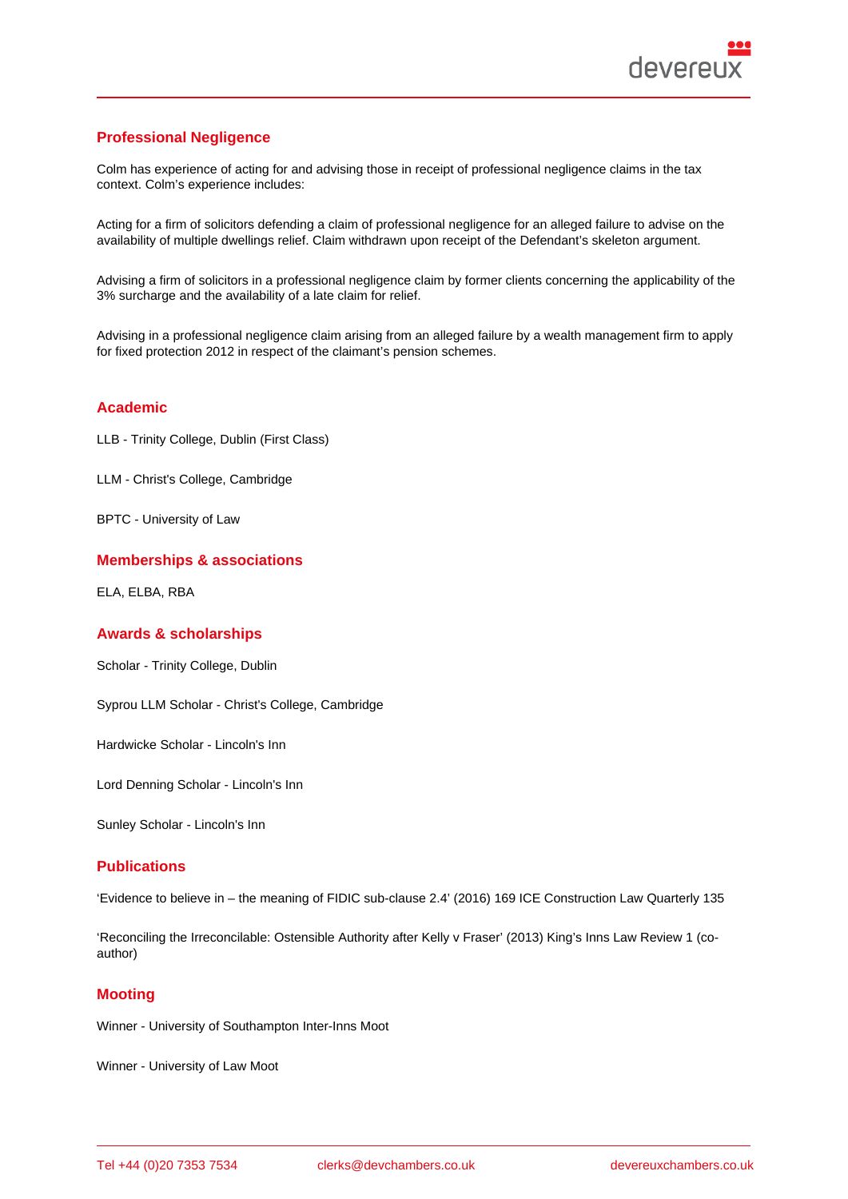## Professional Negligence

Colm has experience of acting for and advising those in receipt of professional negligence claims in the tax context. Colm's experience includes:

Acting for a firm of solicitors defending a claim of professional negligence for an alleged failure to advise on the availability of multiple dwellings relief. Claim withdrawn upon receipt of the Defendant's skeleton argument.

Advising a firm of solicitors in a professional negligence claim by former clients concerning the applicability of the 3% surcharge and the availability of a late claim for relief.

Advising in a professional negligence claim arising from an alleged failure by a wealth management firm to apply for fixed protection 2012 in respect of the claimant's pension schemes.

## Academic

LLB - Trinity College, Dublin (First Class)

LLM - Christ's College, Cambridge

BPTC - University of Law

## Memberships & associations

ELA, ELBA, RBA

## Awards & scholarships

Scholar - Trinity College, Dublin

Syprou LLM Scholar - Christ's College, Cambridge

Hardwicke Scholar - Lincoln's Inn

Lord Denning Scholar - Lincoln's Inn

Sunley Scholar - Lincoln's Inn

## Publications

'Evidence to believe in – the meaning of FIDIC sub-clause 2.4' (2016) 169 ICE Construction Law Quarterly 135

'Reconciling the Irreconcilable: Ostensible Authority after Kelly v Fraser' (2013) King's Inns Law Review 1 (co-author)

## Mooting

Winner - University of Southampton Inter-Inns Moot

Winner - University of Law Moot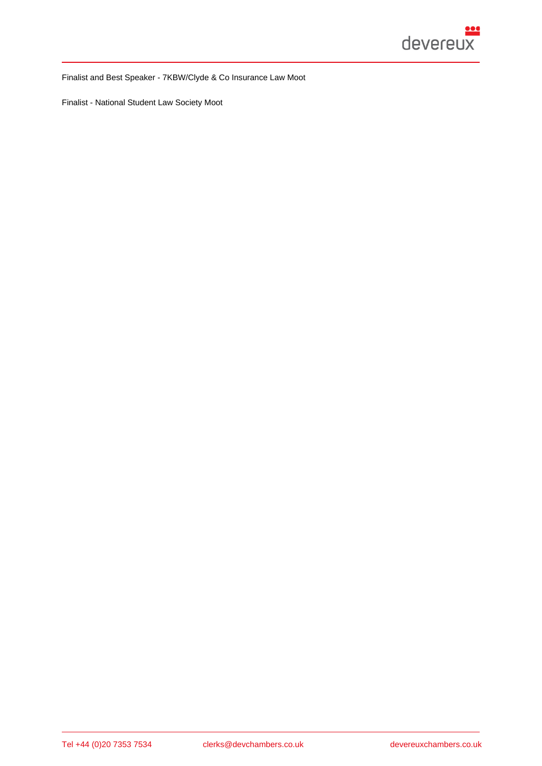Finalist and Best Speaker - 7KBW/Clyde & Co Insurance Law Moot

Finalist - National Student Law Society Moot